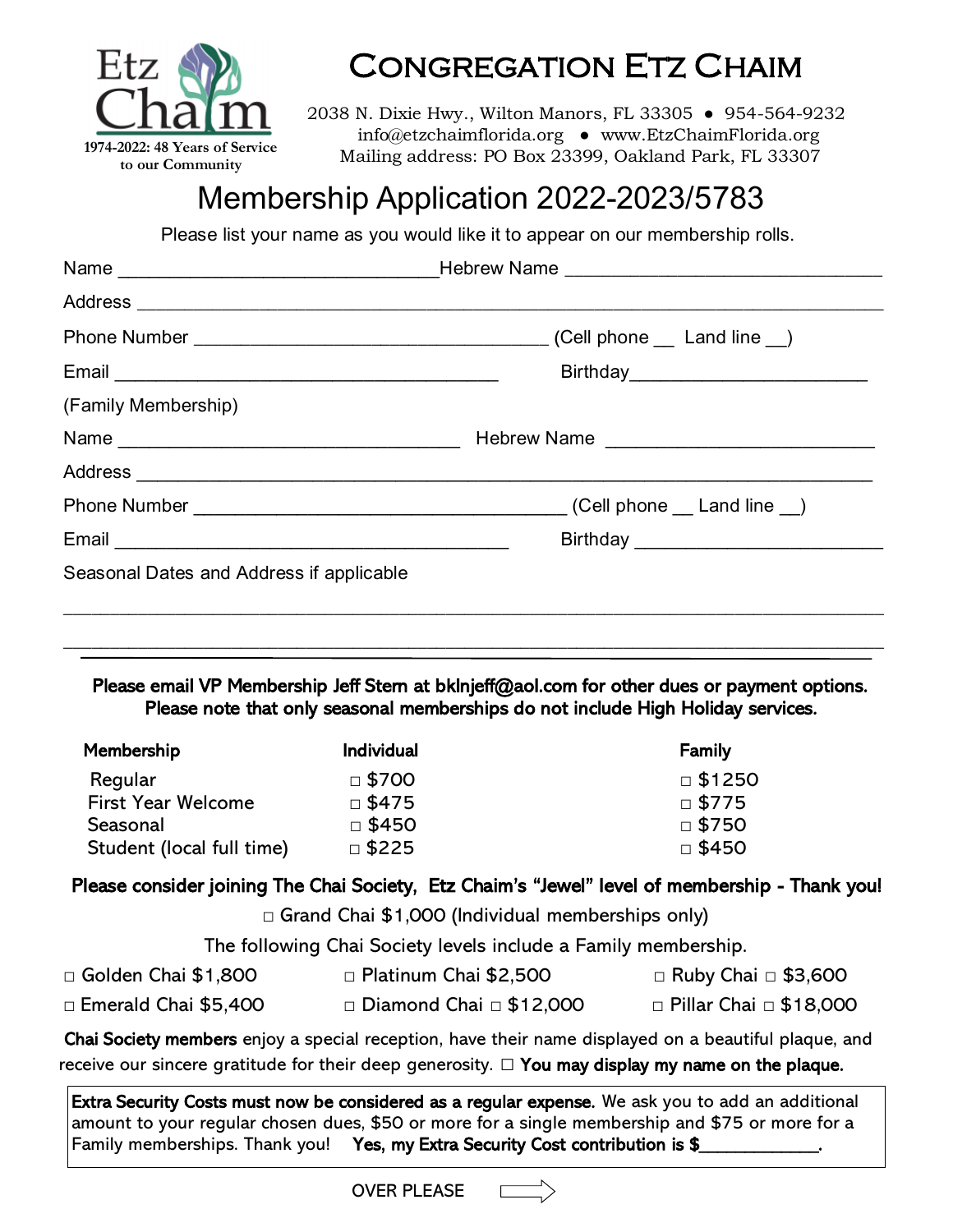Etz Chaim

1974-2022: 48 Years of Service to our Community

# Congregation Etz Chaim

2038 N. Dixie Hwy., Wilton Manors, FL 33305 • 954-564-9232
info@etzchaimflorida.org • www.EtzChaimFlorida.org
Mailing address: PO Box 23399, Oakland Park, FL 33307

## Membership Application 2022-2023/5783

Please list your name as you would like it to appear on our membership rolls.

Name ______________________________ Hebrew Name ______________________________

Address ____________________________________________________________________

Phone Number _________________________________ (Cell phone __ Land line __)

Email ____________________________________ Birthday______________________

(Family Membership)

Name ________________________________ Hebrew Name _________________________

Address ___________________________________________________________________

Phone Number ___________________________________ (Cell phone __ Land line __)

Email _____________________________________ Birthday _______________________

Seasonal Dates and Address if applicable

___________________________________________________________________________

___________________________________________________________________________

**Please email VP Membership Jeff Stern at bklnjeff@aol.com for other dues or payment options.**
**Please note that only seasonal memberships do not include High Holiday services.**

| Membership | Individual | Family |
|---|---|---|
| Regular | □ $700 | □ $1250 |
| First Year Welcome | □ $475 | □ $775 |
| Seasonal | □ $450 | □ $750 |
| Student (local full time) | □ $225 | □ $450 |

**Please consider joining The Chai Society, Etz Chaim's "Jewel" level of membership - Thank you!**

□ Grand Chai $1,000 (Individual memberships only)

The following Chai Society levels include a Family membership.

□ Golden Chai $1,800 □ Platinum Chai $2,500 □ Ruby Chai □ $3,600

□ Emerald Chai $5,400 □ Diamond Chai □ $12,000 □ Pillar Chai □ $18,000

**Chai Society members** enjoy a special reception, have their name displayed on a beautiful plaque, and receive our sincere gratitude for their deep generosity. □ **You may display my name on the plaque.**

**Extra Security Costs must now be considered as a regular expense.** We ask you to add an additional amount to your regular chosen dues, $50 or more for a single membership and $75 or more for a Family memberships. Thank you! **Yes, my Extra Security Cost contribution is $____________.**

OVER PLEASE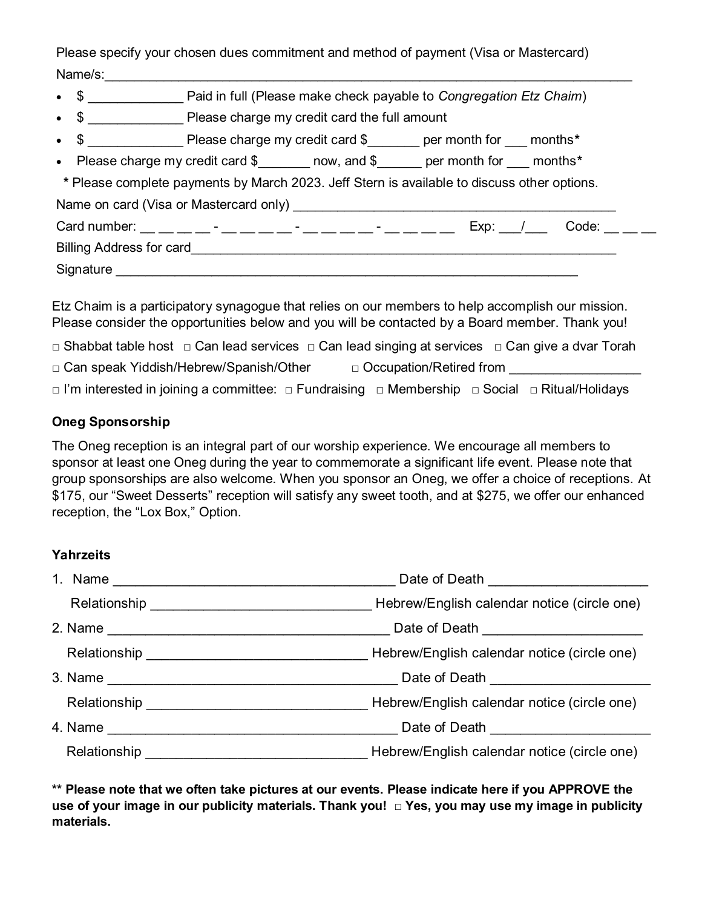Please specify your chosen dues commitment and method of payment (Visa or Mastercard)

Name/s:___________________________________________________________________________

- $ _____________ Paid in full (Please make check payable to *Congregation Etz Chaim*)
- $ _____________ Please charge my credit card the full amount
- $ _____________ Please charge my credit card $_______ per month for ___ months*
- Please charge my credit card $_______ now, and $______ per month for ___ months*

\* Please complete payments by March 2023. Jeff Stern is available to discuss other options.

Name on card (Visa or Mastercard only) ______________________________________________

Card number: __ __ __ __ - __ __ __ __ - __ __ __ __ - __ __ __ __   Exp: ___/___   Code: __ __ __

Billing Address for card_________________________________________________________________

Signature _______________________________________________________________________

Etz Chaim is a participatory synagogue that relies on our members to help accomplish our mission. Please consider the opportunities below and you will be contacted by a Board member. Thank you!

□ Shabbat table host □ Can lead services □ Can lead singing at services □ Can give a dvar Torah

□ Can speak Yiddish/Hebrew/Spanish/Other □ Occupation/Retired from __________________

□ I'm interested in joining a committee: □ Fundraising □ Membership □ Social □ Ritual/Holidays

**Oneg Sponsorship**

The Oneg reception is an integral part of our worship experience. We encourage all members to sponsor at least one Oneg during the year to commemorate a significant life event. Please note that group sponsorships are also welcome. When you sponsor an Oneg, we offer a choice of receptions. At $175, our "Sweet Desserts" reception will satisfy any sweet tooth, and at $275, we offer our enhanced reception, the "Lox Box," Option.

**Yahrzeits**

1. Name _____________________________________ Date of Death _____________________

   Relationship _____________________________ Hebrew/English calendar notice (circle one)

2. Name _____________________________________ Date of Death _____________________

   Relationship _____________________________ Hebrew/English calendar notice (circle one)

3. Name _____________________________________ Date of Death _____________________

   Relationship _____________________________ Hebrew/English calendar notice (circle one)

4. Name _____________________________________ Date of Death _____________________

   Relationship _____________________________ Hebrew/English calendar notice (circle one)

**\*\* Please note that we often take pictures at our events. Please indicate here if you APPROVE the use of your image in our publicity materials. Thank you! □ Yes, you may use my image in publicity materials.**